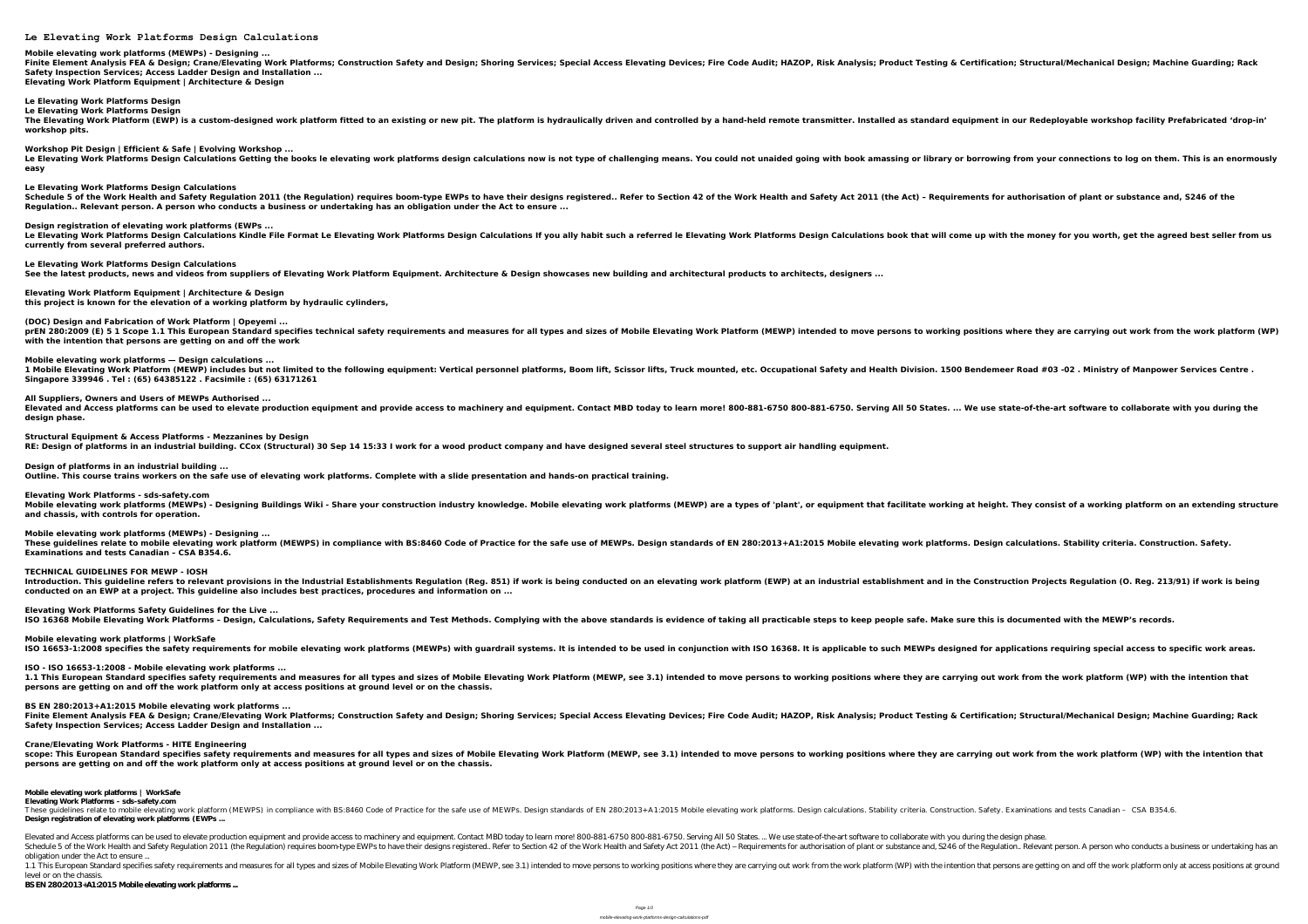# Le Elevating Work Platforms Design Calculations

**Mobile elevating work platforms (MEWPs) - Designing ...**
**Finite Element Analysis FEA & Design; Crane/Elevating Work Platforms; Construction Safety and Design; Shoring Services; Special Access Elevating Devices; Fire Code Audit; HAZOP, Risk Analysis; Product Testing & Certification; Structural/Mechanical Design; Machine Guarding; Rack Safety Inspection Services; Access Ladder Design and Installation ...**
**Elevating Work Platform Equipment | Architecture & Design**

**Le Elevating Work Platforms Design**
**Le Elevating Work Platforms Design**
**The Elevating Work Platform (EWP) is a custom-designed work platform fitted to an existing or new pit. The platform is hydraulically driven and controlled by a hand-held remote transmitter. Installed as standard equipment in our Redeployable workshop facility Prefabricated 'drop-in' workshop pits.**

**Workshop Pit Design | Efficient & Safe | Evolving Workshop ...**
**Le Elevating Work Platforms Design Calculations Getting the books le elevating work platforms design calculations now is not type of challenging means. You could not unaided going with book amassing or library or borrowing from your connections to log on them. This is an enormously easy**

**Le Elevating Work Platforms Design Calculations**
**Schedule 5 of the Work Health and Safety Regulation 2011 (the Regulation) requires boom-type EWPs to have their designs registered.. Refer to Section 42 of the Work Health and Safety Act 2011 (the Act) – Requirements for authorisation of plant or substance and, S246 of the Regulation.. Relevant person. A person who conducts a business or undertaking has an obligation under the Act to ensure ...**

**Design registration of elevating work platforms (EWPs ...**
**Le Elevating Work Platforms Design Calculations Kindle File Format Le Elevating Work Platforms Design Calculations If you ally habit such a referred le Elevating Work Platforms Design Calculations book that will come up with the money for you worth, get the agreed best seller from us currently from several preferred authors.**

**Le Elevating Work Platforms Design Calculations**
**See the latest products, news and videos from suppliers of Elevating Work Platform Equipment. Architecture & Design showcases new building and architectural products to architects, designers ...**

**Elevating Work Platform Equipment | Architecture & Design**
**this project is known for the elevation of a working platform by hydraulic cylinders,**

**(DOC) Design and Fabrication of Work Platform | Opeyemi ...**
**prEN 280:2009 (E) 5 1 Scope 1.1 This European Standard specifies technical safety requirements and measures for all types and sizes of Mobile Elevating Work Platform (MEWP) intended to move persons to working positions where they are carrying out work from the work platform (WP) with the intention that persons are getting on and off the work**

**Mobile elevating work platforms — Design calculations ...**
**1 Mobile Elevating Work Platform (MEWP) includes but not limited to the following equipment: Vertical personnel platforms, Boom lift, Scissor lifts, Truck mounted, etc. Occupational Safety and Health Division. 1500 Bendemeer Road #03 -02 . Ministry of Manpower Services Centre . Singapore 339946 . Tel : (65) 64385122 . Facsimile : (65) 63171261**

**All Suppliers, Owners and Users of MEWPs Authorised ...**
**Elevated and Access platforms can be used to elevate production equipment and provide access to machinery and equipment. Contact MBD today to learn more! 800-881-6750 800-881-6750. Serving All 50 States. ... We use state-of-the-art software to collaborate with you during the design phase.**

**Structural Equipment & Access Platforms - Mezzanines by Design**
**RE: Design of platforms in an industrial building. CCox (Structural) 30 Sep 14 15:33 I work for a wood product company and have designed several steel structures to support air handling equipment.**

**Design of platforms in an industrial building ...**
**Outline. This course trains workers on the safe use of elevating work platforms. Complete with a slide presentation and hands-on practical training.**

**Elevating Work Platforms - sds-safety.com**
**Mobile elevating work platforms (MEWPs) - Designing Buildings Wiki - Share your construction industry knowledge. Mobile elevating work platforms (MEWP) are a types of 'plant', or equipment that facilitate working at height. They consist of a working platform on an extending structure and chassis, with controls for operation.**

**Mobile elevating work platforms (MEWPs) - Designing ...**
**These guidelines relate to mobile elevating work platform (MEWPS) in compliance with BS:8460 Code of Practice for the safe use of MEWPs. Design standards of EN 280:2013+A1:2015 Mobile elevating work platforms. Design calculations. Stability criteria. Construction. Safety. Examinations and tests Canadian – CSA B354.6.**

**TECHNICAL GUIDELINES FOR MEWP - IOSH**
**Introduction. This guideline refers to relevant provisions in the Industrial Establishments Regulation (Reg. 851) if work is being conducted on an elevating work platform (EWP) at an industrial establishment and in the Construction Projects Regulation (O. Reg. 213/91) if work is being conducted on an EWP at a project. This guideline also includes best practices, procedures and information on ...**

**Elevating Work Platforms Safety Guidelines for the Live ...**
**ISO 16368 Mobile Elevating Work Platforms – Design, Calculations, Safety Requirements and Test Methods. Complying with the above standards is evidence of taking all practicable steps to keep people safe. Make sure this is documented with the MEWP's records.**

**Mobile elevating work platforms | WorkSafe**
**ISO 16653-1:2008 specifies the safety requirements for mobile elevating work platforms (MEWPs) with guardrail systems. It is intended to be used in conjunction with ISO 16368. It is applicable to such MEWPs designed for applications requiring special access to specific work areas.**

**ISO - ISO 16653-1:2008 - Mobile elevating work platforms ...**
**1.1 This European Standard specifies safety requirements and measures for all types and sizes of Mobile Elevating Work Platform (MEWP, see 3.1) intended to move persons to working positions where they are carrying out work from the work platform (WP) with the intention that persons are getting on and off the work platform only at access positions at ground level or on the chassis.**

**BS EN 280:2013+A1:2015 Mobile elevating work platforms ...**
**Finite Element Analysis FEA & Design; Crane/Elevating Work Platforms; Construction Safety and Design; Shoring Services; Special Access Elevating Devices; Fire Code Audit; HAZOP, Risk Analysis; Product Testing & Certification; Structural/Mechanical Design; Machine Guarding; Rack Safety Inspection Services; Access Ladder Design and Installation ...**

**Crane/Elevating Work Platforms - HITE Engineering**
**scope: This European Standard specifies safety requirements and measures for all types and sizes of Mobile Elevating Work Platform (MEWP, see 3.1) intended to move persons to working positions where they are carrying out work from the work platform (WP) with the intention that persons are getting on and off the work platform only at access positions at ground level or on the chassis.**

**Mobile elevating work platforms | WorkSafe**
**Elevating Work Platforms - sds-safety.com**
These guidelines relate to mobile elevating work platform (MEWPS) in compliance with BS:8460 Code of Practice for the safe use of MEWPs. Design standards of EN 280:2013+A1:2015 Mobile elevating work platforms. Design calculations. Stability criteria. Construction. Safety. Examinations and tests Canadian – CSA B354.6.
**Design registration of elevating work platforms (EWPs ...**

Elevated and Access platforms can be used to elevate production equipment and provide access to machinery and equipment. Contact MBD today to learn more! 800-881-6750 800-881-6750. Serving All 50 States. ... We use state-of-the-art software to collaborate with you during the design phase.
Schedule 5 of the Work Health and Safety Regulation 2011 (the Regulation) requires boom-type EWPs to have their designs registered.. Refer to Section 42 of the Work Health and Safety Act 2011 (the Act) – Requirements for authorisation of plant or substance and, S246 of the Regulation.. Relevant person. A person who conducts a business or undertaking has an obligation under the Act to ensure ...
1.1 This European Standard specifies safety requirements and measures for all types and sizes of Mobile Elevating Work Platform (MEWP, see 3.1) intended to move persons to working positions where they are carrying out work from the work platform (WP) with the intention that persons are getting on and off the work platform only at access positions at ground level or on the chassis.
**BS EN 280:2013+A1:2015 Mobile elevating work platforms ...**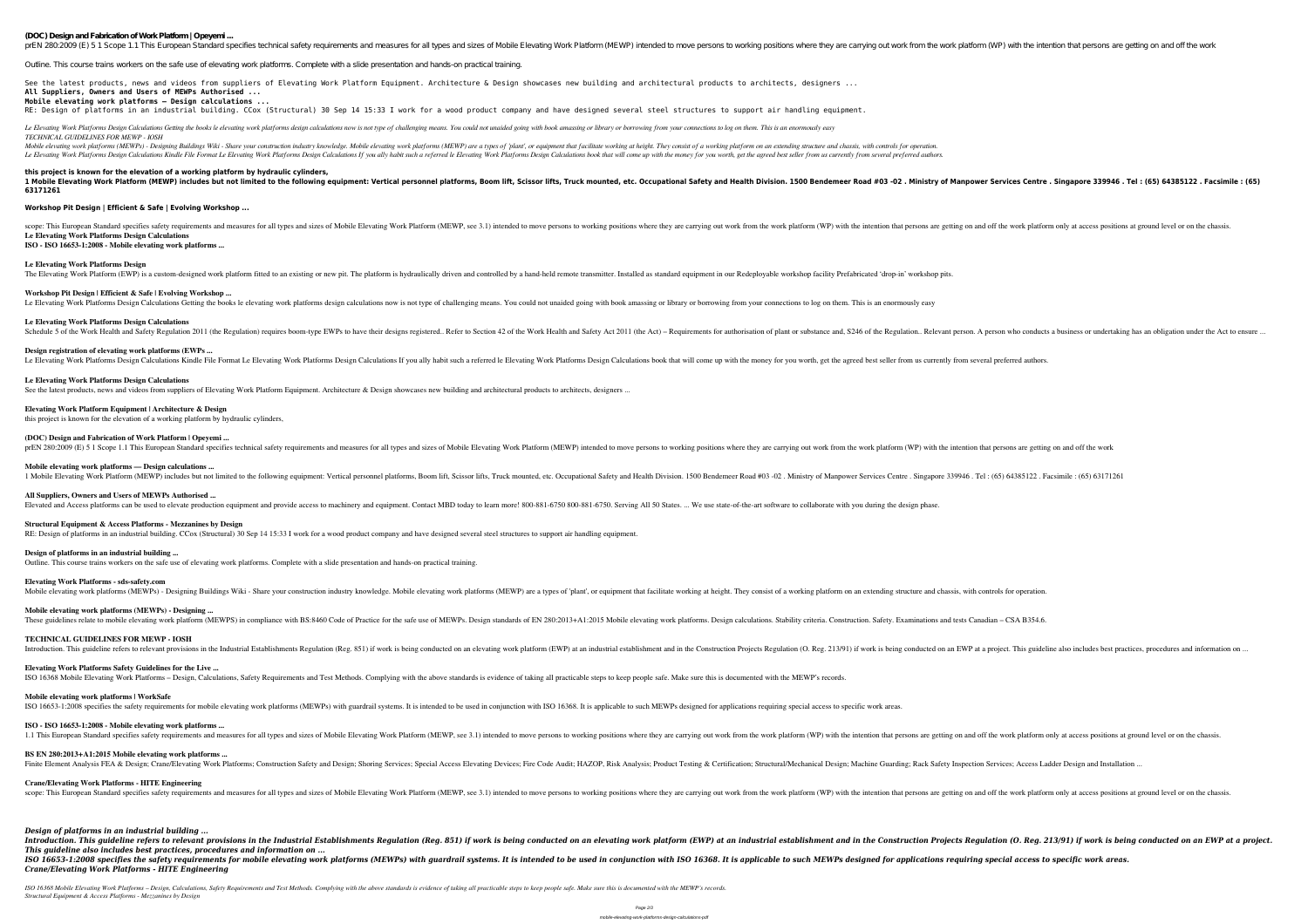**(DOC) Design and Fabrication of Work Platform | Opeyemi ...**

prEN 280:2009 (E) 5 1 Scope 1.1 This European Standard specifies technical safety requirements and measures for all types and sizes of Mobile Elevating Work Platform (MEWP) intended to move persons to working positions where they are carrying out work from the work platform (WP) with the intention that persons are getting on and off the work

Outline. This course trains workers on the safe use of elevating work platforms. Complete with a slide presentation and hands-on practical training.

See the latest products, news and videos from suppliers of Elevating Work Platform Equipment. Architecture & Design showcases new building and architectural products to architects, designers ...

**All Suppliers, Owners and Users of MEWPs Authorised ...**

**Mobile elevating work platforms — Design calculations ...**

RE: Design of platforms in an industrial building. CCox (Structural) 30 Sep 14 15:33 I work for a wood product company and have designed several steel structures to support air handling equipment.

*Le Elevating Work Platforms Design Calculations Getting the books le elevating work platforms design calculations now is not type of challenging means. You could not unaided going with book amassing or library or borrowing from your connections to log on them. This is an enormously easy*

*TECHNICAL GUIDELINES FOR MEWP - IOSH*

*Mobile elevating work platforms (MEWPs) - Designing Buildings Wiki - Share your construction industry knowledge. Mobile elevating work platforms (MEWP) are a types of 'plant', or equipment that facilitate working at height. They consist of a working platform on an extending structure and chassis, with controls for operation.*

*Le Elevating Work Platforms Design Calculations Kindle File Format Le Elevating Work Platforms Design Calculations If you ally habit such a referred le Elevating Work Platforms Design Calculations book that will come up with the money for you worth, get the agreed best seller from us currently from several preferred authors.*

**this project is known for the elevation of a working platform by hydraulic cylinders,**

**1 Mobile Elevating Work Platform (MEWP) includes but not limited to the following equipment: Vertical personnel platforms, Boom lift, Scissor lifts, Truck mounted, etc. Occupational Safety and Health Division. 1500 Bendemeer Road #03 -02 . Ministry of Manpower Services Centre . Singapore 339946 . Tel : (65) 64385122 . Facsimile : (65) 63171261**

**Workshop Pit Design | Efficient & Safe | Evolving Workshop ...**

scope: This European Standard specifies safety requirements and measures for all types and sizes of Mobile Elevating Work Platform (MEWP, see 3.1) intended to move persons to working positions where they are carrying out work from the work platform (WP) with the intention that persons are getting on and off the work platform only at access positions at ground level or on the chassis.

**Le Elevating Work Platforms Design Calculations**

**ISO - ISO 16653-1:2008 - Mobile elevating work platforms ...**

**Le Elevating Work Platforms Design**

The Elevating Work Platform (EWP) is a custom-designed work platform fitted to an existing or new pit. The platform is hydraulically driven and controlled by a hand-held remote transmitter. Installed as standard equipment in our Redeployable workshop facility Prefabricated 'drop-in' workshop pits.

**Workshop Pit Design | Efficient & Safe | Evolving Workshop ...**

Le Elevating Work Platforms Design Calculations Getting the books le elevating work platforms design calculations now is not type of challenging means. You could not unaided going with book amassing or library or borrowing from your connections to log on them. This is an enormously easy

**Le Elevating Work Platforms Design Calculations**

Schedule 5 of the Work Health and Safety Regulation 2011 (the Regulation) requires boom-type EWPs to have their designs registered.. Refer to Section 42 of the Work Health and Safety Act 2011 (the Act) – Requirements for authorisation of plant or substance and, S246 of the Regulation.. Relevant person. A person who conducts a business or undertaking has an obligation under the Act to ensure ...

**Design registration of elevating work platforms (EWPs ...**

Le Elevating Work Platforms Design Calculations Kindle File Format Le Elevating Work Platforms Design Calculations If you ally habit such a referred le Elevating Work Platforms Design Calculations book that will come up with the money for you worth, get the agreed best seller from us currently from several preferred authors.

**Le Elevating Work Platforms Design Calculations**

See the latest products, news and videos from suppliers of Elevating Work Platform Equipment. Architecture & Design showcases new building and architectural products to architects, designers ...

**Elevating Work Platform Equipment | Architecture & Design**

this project is known for the elevation of a working platform by hydraulic cylinders,

**(DOC) Design and Fabrication of Work Platform | Opeyemi ...**

prEN 280:2009 (E) 5 1 Scope 1.1 This European Standard specifies technical safety requirements and measures for all types and sizes of Mobile Elevating Work Platform (MEWP) intended to move persons to working positions where they are carrying out work from the work platform (WP) with the intention that persons are getting on and off the work

**Mobile elevating work platforms — Design calculations ...**

1 Mobile Elevating Work Platform (MEWP) includes but not limited to the following equipment: Vertical personnel platforms, Boom lift, Scissor lifts, Truck mounted, etc. Occupational Safety and Health Division. 1500 Bendemeer Road #03 -02 . Ministry of Manpower Services Centre . Singapore 339946 . Tel : (65) 64385122 . Facsimile : (65) 63171261

**All Suppliers, Owners and Users of MEWPs Authorised ...**

Elevated and Access platforms can be used to elevate production equipment and provide access to machinery and equipment. Contact MBD today to learn more! 800-881-6750 800-881-6750. Serving All 50 States. ... We use state-of-the-art software to collaborate with you during the design phase.

**Structural Equipment & Access Platforms - Mezzanines by Design**

RE: Design of platforms in an industrial building. CCox (Structural) 30 Sep 14 15:33 I work for a wood product company and have designed several steel structures to support air handling equipment.

**Design of platforms in an industrial building ...**

Outline. This course trains workers on the safe use of elevating work platforms. Complete with a slide presentation and hands-on practical training.

**Elevating Work Platforms - sds-safety.com**

Mobile elevating work platforms (MEWPs) - Designing Buildings Wiki - Share your construction industry knowledge. Mobile elevating work platforms (MEWP) are a types of 'plant', or equipment that facilitate working at height. They consist of a working platform on an extending structure and chassis, with controls for operation.

**Mobile elevating work platforms (MEWPs) - Designing ...**

These guidelines relate to mobile elevating work platform (MEWPS) in compliance with BS:8460 Code of Practice for the safe use of MEWPs. Design standards of EN 280:2013+A1:2015 Mobile elevating work platforms. Design calculations. Stability criteria. Construction. Safety. Examinations and tests Canadian – CSA B354.6.

**TECHNICAL GUIDELINES FOR MEWP - IOSH**

Introduction. This guideline refers to relevant provisions in the Industrial Establishments Regulation (Reg. 851) if work is being conducted on an elevating work platform (EWP) at an industrial establishment and in the Construction Projects Regulation (O. Reg. 213/91) if work is being conducted on an EWP at a project. This guideline also includes best practices, procedures and information on ...

**Elevating Work Platforms Safety Guidelines for the Live ...**

ISO 16368 Mobile Elevating Work Platforms – Design, Calculations, Safety Requirements and Test Methods. Complying with the above standards is evidence of taking all practicable steps to keep people safe. Make sure this is documented with the MEWP's records.

**Mobile elevating work platforms | WorkSafe**

ISO 16653-1:2008 specifies the safety requirements for mobile elevating work platforms (MEWPs) with guardrail systems. It is intended to be used in conjunction with ISO 16368. It is applicable to such MEWPs designed for applications requiring special access to specific work areas.

**ISO - ISO 16653-1:2008 - Mobile elevating work platforms ...**

1.1 This European Standard specifies safety requirements and measures for all types and sizes of Mobile Elevating Work Platform (MEWP, see 3.1) intended to move persons to working positions where they are carrying out work from the work platform (WP) with the intention that persons are getting on and off the work platform only at access positions at ground level or on the chassis.

**BS EN 280:2013+A1:2015 Mobile elevating work platforms ...**

Finite Element Analysis FEA & Design; Crane/Elevating Work Platforms; Construction Safety and Design; Shoring Services; Special Access Elevating Devices; Fire Code Audit; HAZOP, Risk Analysis; Product Testing & Certification; Structural/Mechanical Design; Machine Guarding; Rack Safety Inspection Services; Access Ladder Design and Installation ...

**Crane/Elevating Work Platforms - HITE Engineering**

scope: This European Standard specifies safety requirements and measures for all types and sizes of Mobile Elevating Work Platform (MEWP, see 3.1) intended to move persons to working positions where they are carrying out work from the work platform (WP) with the intention that persons are getting on and off the work platform only at access positions at ground level or on the chassis.

***Design of platforms in an industrial building ...***

***Introduction. This guideline refers to relevant provisions in the Industrial Establishments Regulation (Reg. 851) if work is being conducted on an elevating work platform (EWP) at an industrial establishment and in the Construction Projects Regulation (O. Reg. 213/91) if work is being conducted on an EWP at a project. This guideline also includes best practices, procedures and information on ...***

***ISO 16653-1:2008 specifies the safety requirements for mobile elevating work platforms (MEWPs) with guardrail systems. It is intended to be used in conjunction with ISO 16368. It is applicable to such MEWPs designed for applications requiring special access to specific work areas.***

***Crane/Elevating Work Platforms - HITE Engineering***

*ISO 16368 Mobile Elevating Work Platforms – Design, Calculations, Safety Requirements and Test Methods. Complying with the above standards is evidence of taking all practicable steps to keep people safe. Make sure this is documented with the MEWP's records.*

*Structural Equipment & Access Platforms - Mezzanines by Design*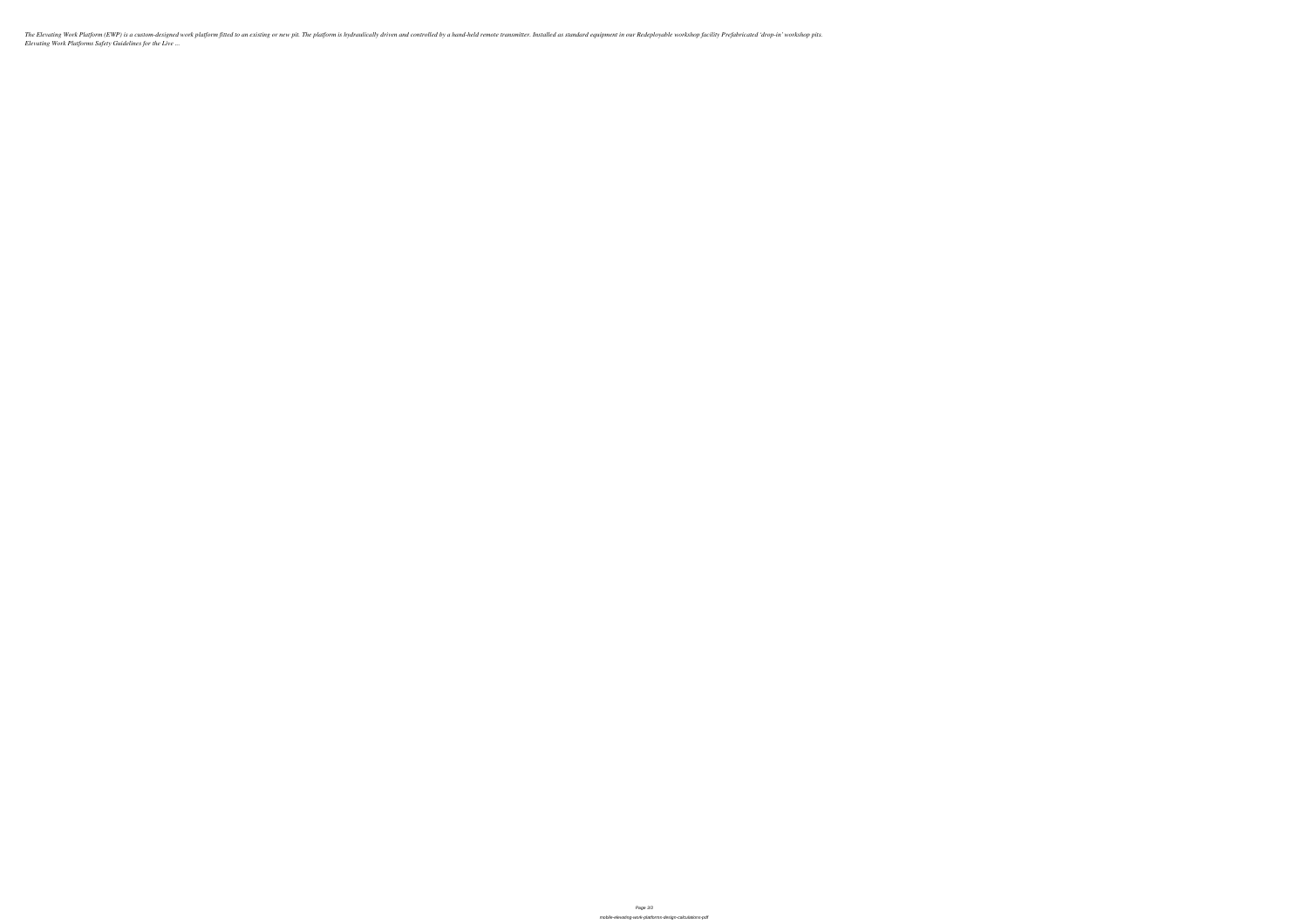*The Elevating Work Platform (EWP) is a custom-designed work platform fitted to an existing or new pit. The platform is hydraulically driven and controlled by a hand-held remote transmitter. Installed as standard equipment in our Redeployable workshop facility Prefabricated 'drop-in' workshop pits.*

*Elevating Work Platforms Safety Guidelines for the Live ...*